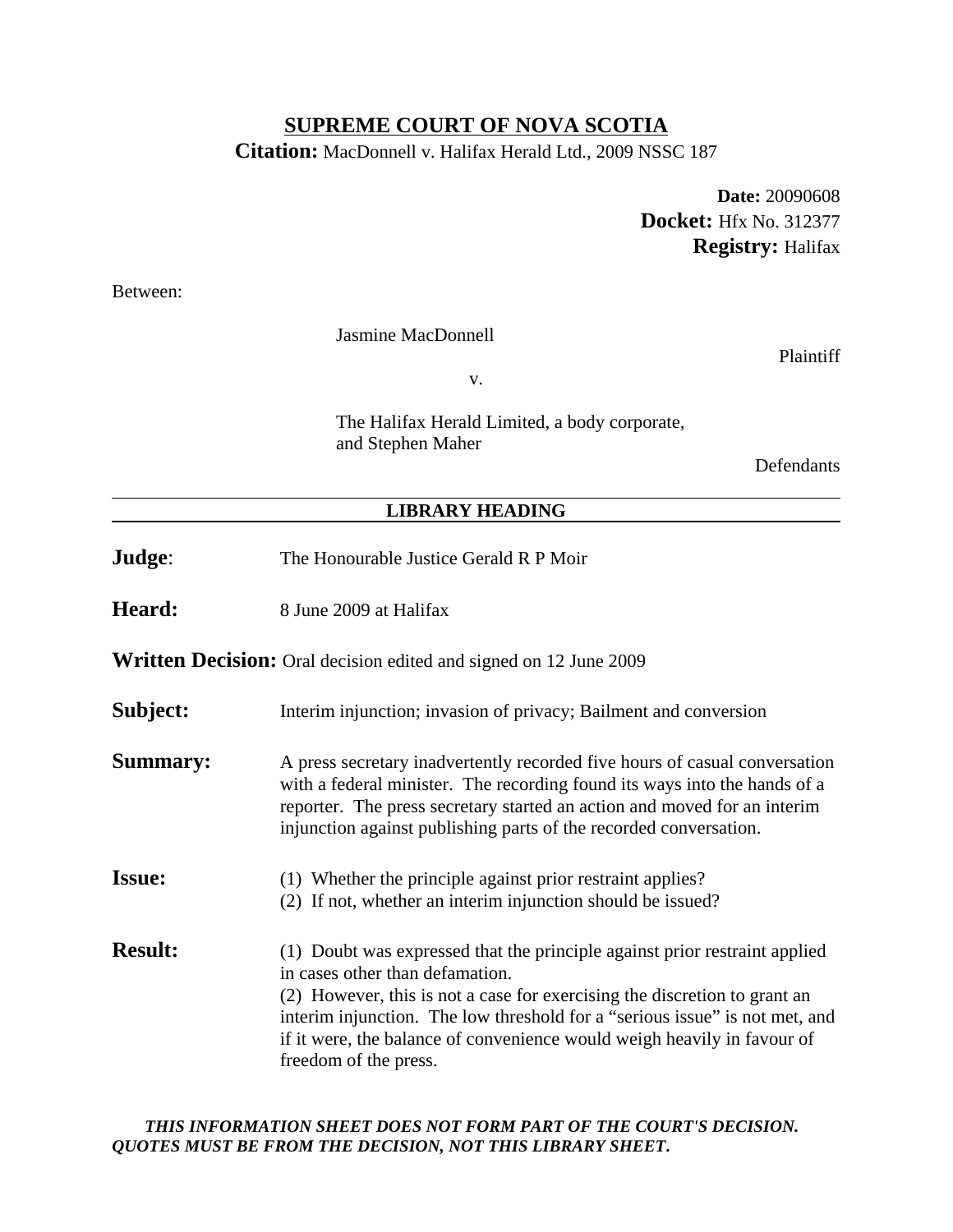# SUPREME COURT OF NOVA SCOTIA

**Citation:** MacDonnell v. Halifax Herald Ltd., 2009 NSSC 187

**Date:** 20090608
**Docket:** Hfx No. 312377
**Registry:** Halifax

Between:

Jasmine MacDonnell

Plaintiff

v.

The Halifax Herald Limited, a body corporate, and Stephen Maher

Defendants

---

## LIBRARY HEADING

---

**Judge**: The Honourable Justice Gerald R P Moir

**Heard:** 8 June 2009 at Halifax

**Written Decision:** Oral decision edited and signed on 12 June 2009

**Subject:** Interim injunction; invasion of privacy; Bailment and conversion

**Summary:** A press secretary inadvertently recorded five hours of casual conversation with a federal minister. The recording found its ways into the hands of a reporter. The press secretary started an action and moved for an interim injunction against publishing parts of the recorded conversation.

**Issue:** (1) Whether the principle against prior restraint applies?
(2) If not, whether an interim injunction should be issued?

**Result:** (1) Doubt was expressed that the principle against prior restraint applied in cases other than defamation.
(2) However, this is not a case for exercising the discretion to grant an interim injunction. The low threshold for a "serious issue" is not met, and if it were, the balance of convenience would weigh heavily in favour of freedom of the press.

***THIS INFORMATION SHEET DOES NOT FORM PART OF THE COURT'S DECISION. QUOTES MUST BE FROM THE DECISION, NOT THIS LIBRARY SHEET.***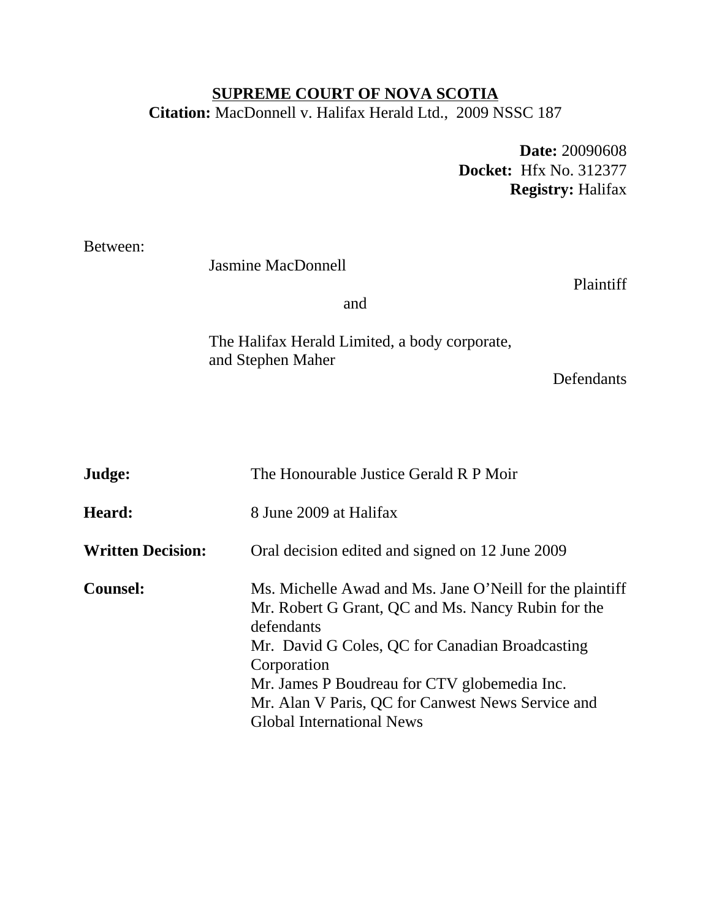**SUPREME COURT OF NOVA SCOTIA**

**Citation:** MacDonnell v. Halifax Herald Ltd., 2009 NSSC 187

**Date:** 20090608
**Docket:** Hfx No. 312377
**Registry:** Halifax

Between:

Jasmine MacDonnell

Plaintiff

and

The Halifax Herald Limited, a body corporate, and Stephen Maher

Defendants

| | |
|---|---|
| **Judge:** | The Honourable Justice Gerald R P Moir |
| **Heard:** | 8 June 2009 at Halifax |
| **Written Decision:** | Oral decision edited and signed on 12 June 2009 |
| **Counsel:** | Ms. Michelle Awad and Ms. Jane O'Neill for the plaintiff<br>Mr. Robert G Grant, QC and Ms. Nancy Rubin for the defendants<br>Mr. David G Coles, QC for Canadian Broadcasting Corporation<br>Mr. James P Boudreau for CTV globemedia Inc.<br>Mr. Alan V Paris, QC for Canwest News Service and Global International News |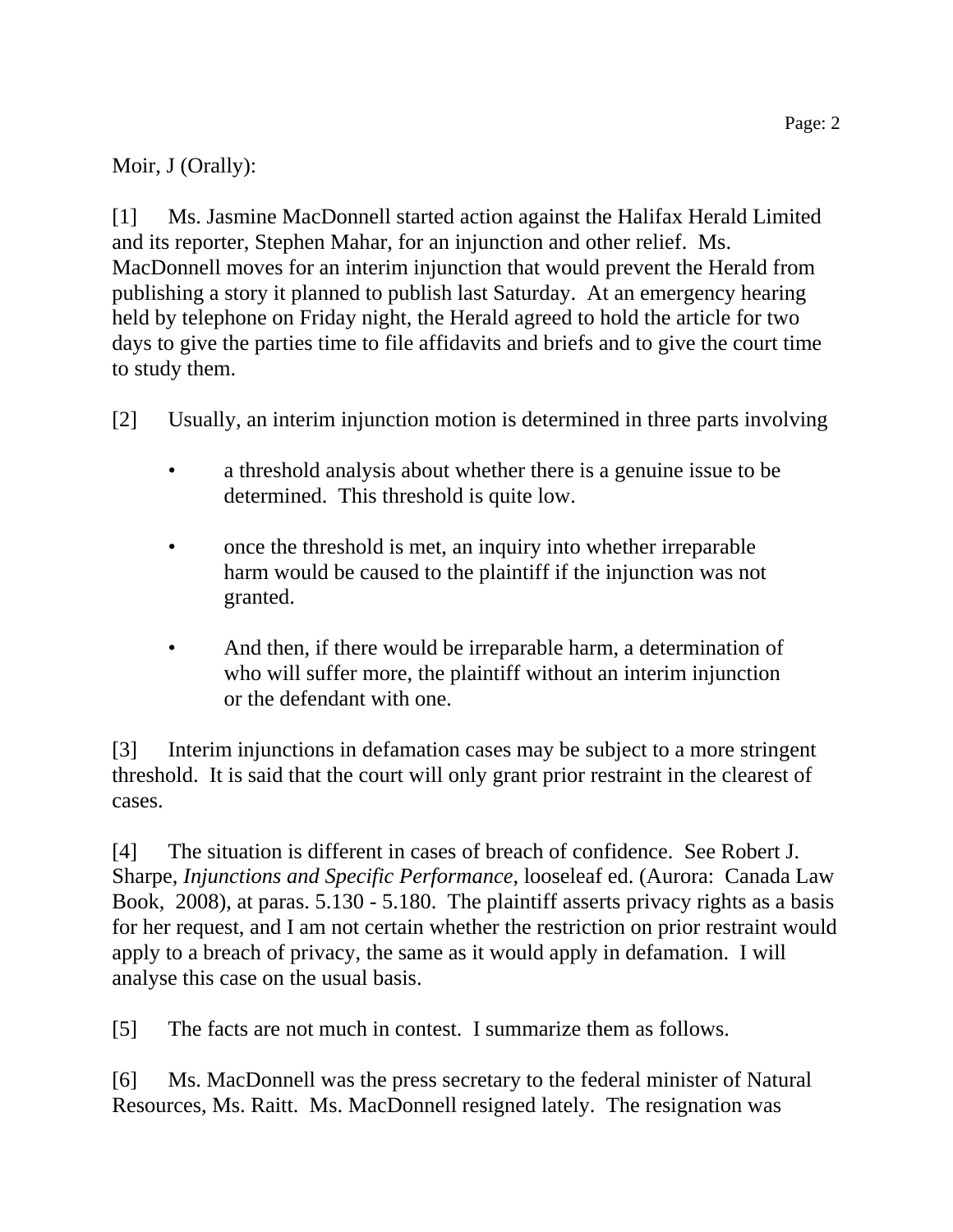Moir, J (Orally):

[1] Ms. Jasmine MacDonnell started action against the Halifax Herald Limited and its reporter, Stephen Mahar, for an injunction and other relief. Ms. MacDonnell moves for an interim injunction that would prevent the Herald from publishing a story it planned to publish last Saturday. At an emergency hearing held by telephone on Friday night, the Herald agreed to hold the article for two days to give the parties time to file affidavits and briefs and to give the court time to study them.

[2] Usually, an interim injunction motion is determined in three parts involving

- a threshold analysis about whether there is a genuine issue to be determined. This threshold is quite low.
- once the threshold is met, an inquiry into whether irreparable harm would be caused to the plaintiff if the injunction was not granted.
- And then, if there would be irreparable harm, a determination of who will suffer more, the plaintiff without an interim injunction or the defendant with one.

[3] Interim injunctions in defamation cases may be subject to a more stringent threshold. It is said that the court will only grant prior restraint in the clearest of cases.

[4] The situation is different in cases of breach of confidence. See Robert J. Sharpe, *Injunctions and Specific Performance*, looseleaf ed. (Aurora: Canada Law Book, 2008), at paras. 5.130 - 5.180. The plaintiff asserts privacy rights as a basis for her request, and I am not certain whether the restriction on prior restraint would apply to a breach of privacy, the same as it would apply in defamation. I will analyse this case on the usual basis.

[5] The facts are not much in contest. I summarize them as follows.

[6] Ms. MacDonnell was the press secretary to the federal minister of Natural Resources, Ms. Raitt. Ms. MacDonnell resigned lately. The resignation was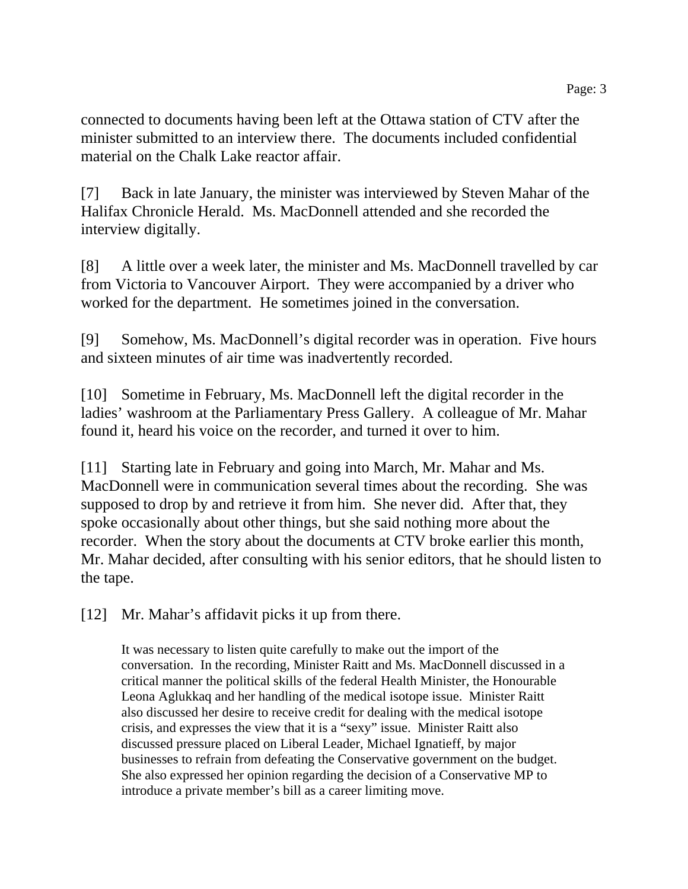connected to documents having been left at the Ottawa station of CTV after the minister submitted to an interview there. The documents included confidential material on the Chalk Lake reactor affair.

[7] Back in late January, the minister was interviewed by Steven Mahar of the Halifax Chronicle Herald. Ms. MacDonnell attended and she recorded the interview digitally.

[8] A little over a week later, the minister and Ms. MacDonnell travelled by car from Victoria to Vancouver Airport. They were accompanied by a driver who worked for the department. He sometimes joined in the conversation.

[9] Somehow, Ms. MacDonnell's digital recorder was in operation. Five hours and sixteen minutes of air time was inadvertently recorded.

[10] Sometime in February, Ms. MacDonnell left the digital recorder in the ladies' washroom at the Parliamentary Press Gallery. A colleague of Mr. Mahar found it, heard his voice on the recorder, and turned it over to him.

[11] Starting late in February and going into March, Mr. Mahar and Ms. MacDonnell were in communication several times about the recording. She was supposed to drop by and retrieve it from him. She never did. After that, they spoke occasionally about other things, but she said nothing more about the recorder. When the story about the documents at CTV broke earlier this month, Mr. Mahar decided, after consulting with his senior editors, that he should listen to the tape.

[12] Mr. Mahar's affidavit picks it up from there.

> It was necessary to listen quite carefully to make out the import of the conversation. In the recording, Minister Raitt and Ms. MacDonnell discussed in a critical manner the political skills of the federal Health Minister, the Honourable Leona Aglukkaq and her handling of the medical isotope issue. Minister Raitt also discussed her desire to receive credit for dealing with the medical isotope crisis, and expresses the view that it is a "sexy" issue. Minister Raitt also discussed pressure placed on Liberal Leader, Michael Ignatieff, by major businesses to refrain from defeating the Conservative government on the budget. She also expressed her opinion regarding the decision of a Conservative MP to introduce a private member's bill as a career limiting move.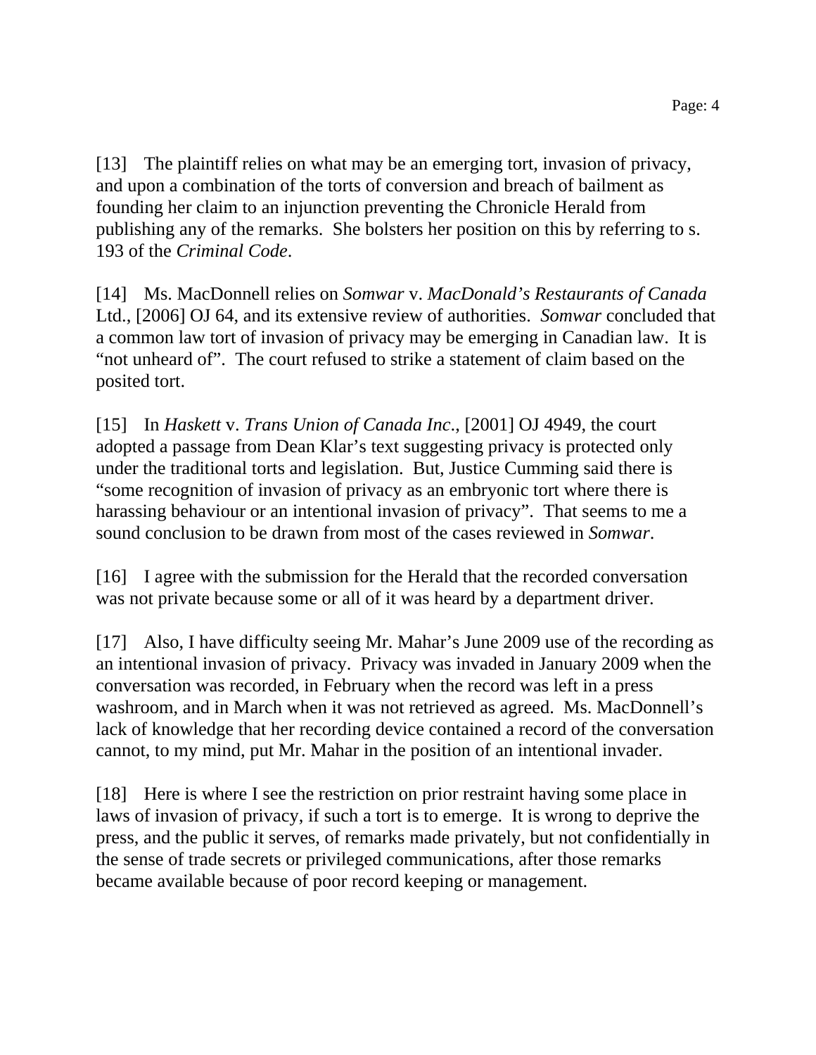[13] The plaintiff relies on what may be an emerging tort, invasion of privacy, and upon a combination of the torts of conversion and breach of bailment as founding her claim to an injunction preventing the Chronicle Herald from publishing any of the remarks. She bolsters her position on this by referring to s. 193 of the *Criminal Code*.

[14] Ms. MacDonnell relies on *Somwar* v. *MacDonald's Restaurants of Canada* Ltd., [2006] OJ 64, and its extensive review of authorities. *Somwar* concluded that a common law tort of invasion of privacy may be emerging in Canadian law. It is "not unheard of". The court refused to strike a statement of claim based on the posited tort.

[15] In *Haskett* v. *Trans Union of Canada Inc*., [2001] OJ 4949, the court adopted a passage from Dean Klar's text suggesting privacy is protected only under the traditional torts and legislation. But, Justice Cumming said there is "some recognition of invasion of privacy as an embryonic tort where there is harassing behaviour or an intentional invasion of privacy". That seems to me a sound conclusion to be drawn from most of the cases reviewed in *Somwar*.

[16] I agree with the submission for the Herald that the recorded conversation was not private because some or all of it was heard by a department driver.

[17] Also, I have difficulty seeing Mr. Mahar's June 2009 use of the recording as an intentional invasion of privacy. Privacy was invaded in January 2009 when the conversation was recorded, in February when the record was left in a press washroom, and in March when it was not retrieved as agreed. Ms. MacDonnell's lack of knowledge that her recording device contained a record of the conversation cannot, to my mind, put Mr. Mahar in the position of an intentional invader.

[18] Here is where I see the restriction on prior restraint having some place in laws of invasion of privacy, if such a tort is to emerge. It is wrong to deprive the press, and the public it serves, of remarks made privately, but not confidentially in the sense of trade secrets or privileged communications, after those remarks became available because of poor record keeping or management.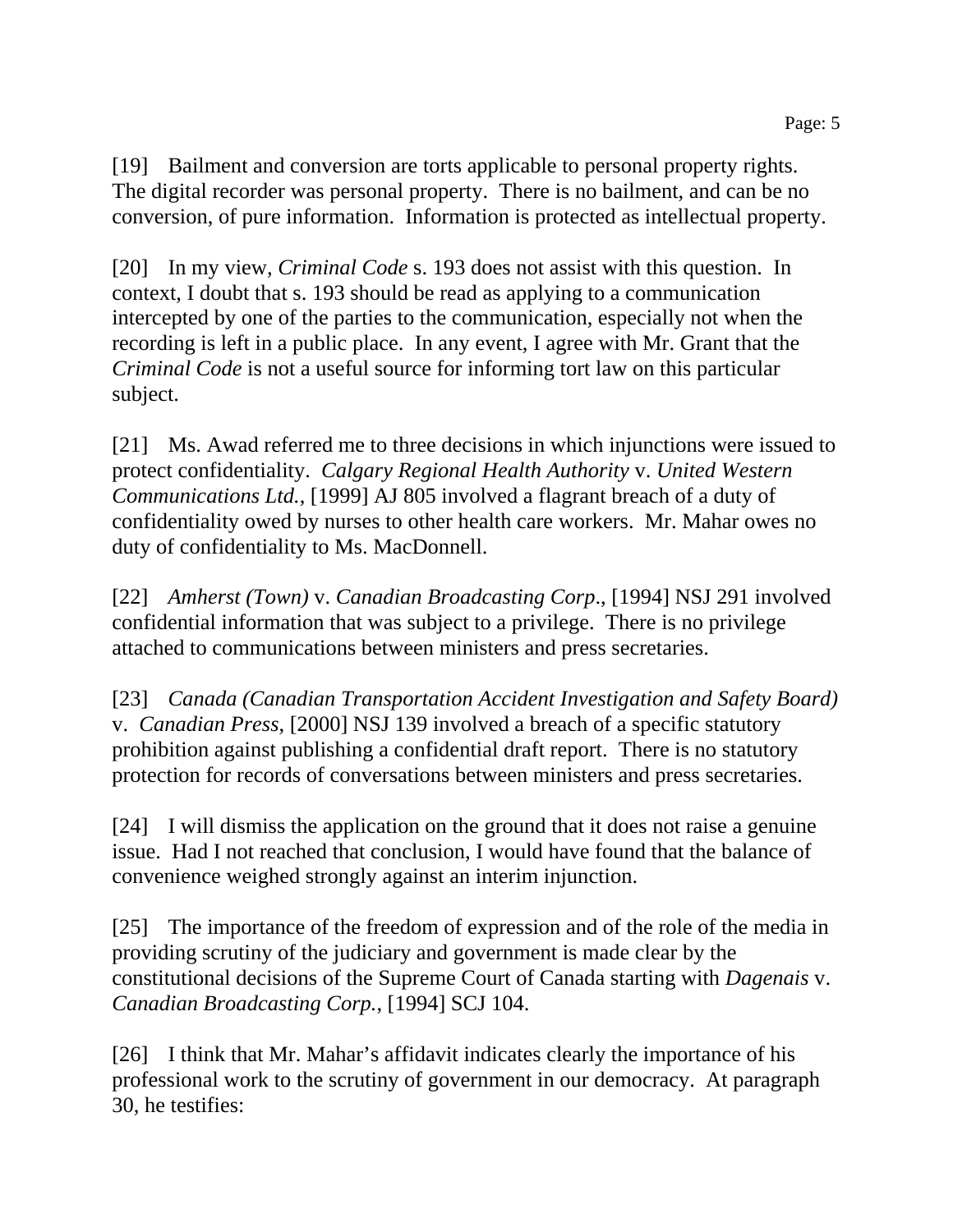[19] Bailment and conversion are torts applicable to personal property rights. The digital recorder was personal property. There is no bailment, and can be no conversion, of pure information. Information is protected as intellectual property.

[20] In my view, *Criminal Code* s. 193 does not assist with this question. In context, I doubt that s. 193 should be read as applying to a communication intercepted by one of the parties to the communication, especially not when the recording is left in a public place. In any event, I agree with Mr. Grant that the *Criminal Code* is not a useful source for informing tort law on this particular subject.

[21] Ms. Awad referred me to three decisions in which injunctions were issued to protect confidentiality. *Calgary Regional Health Authority* v. *United Western Communications Ltd.*, [1999] AJ 805 involved a flagrant breach of a duty of confidentiality owed by nurses to other health care workers. Mr. Mahar owes no duty of confidentiality to Ms. MacDonnell.

[22] *Amherst (Town)* v. *Canadian Broadcasting Corp*., [1994] NSJ 291 involved confidential information that was subject to a privilege. There is no privilege attached to communications between ministers and press secretaries.

[23] *Canada (Canadian Transportation Accident Investigation and Safety Board)* v. *Canadian Press*, [2000] NSJ 139 involved a breach of a specific statutory prohibition against publishing a confidential draft report. There is no statutory protection for records of conversations between ministers and press secretaries.

[24] I will dismiss the application on the ground that it does not raise a genuine issue. Had I not reached that conclusion, I would have found that the balance of convenience weighed strongly against an interim injunction.

[25] The importance of the freedom of expression and of the role of the media in providing scrutiny of the judiciary and government is made clear by the constitutional decisions of the Supreme Court of Canada starting with *Dagenais* v. *Canadian Broadcasting Corp.*, [1994] SCJ 104.

[26] I think that Mr. Mahar's affidavit indicates clearly the importance of his professional work to the scrutiny of government in our democracy. At paragraph 30, he testifies: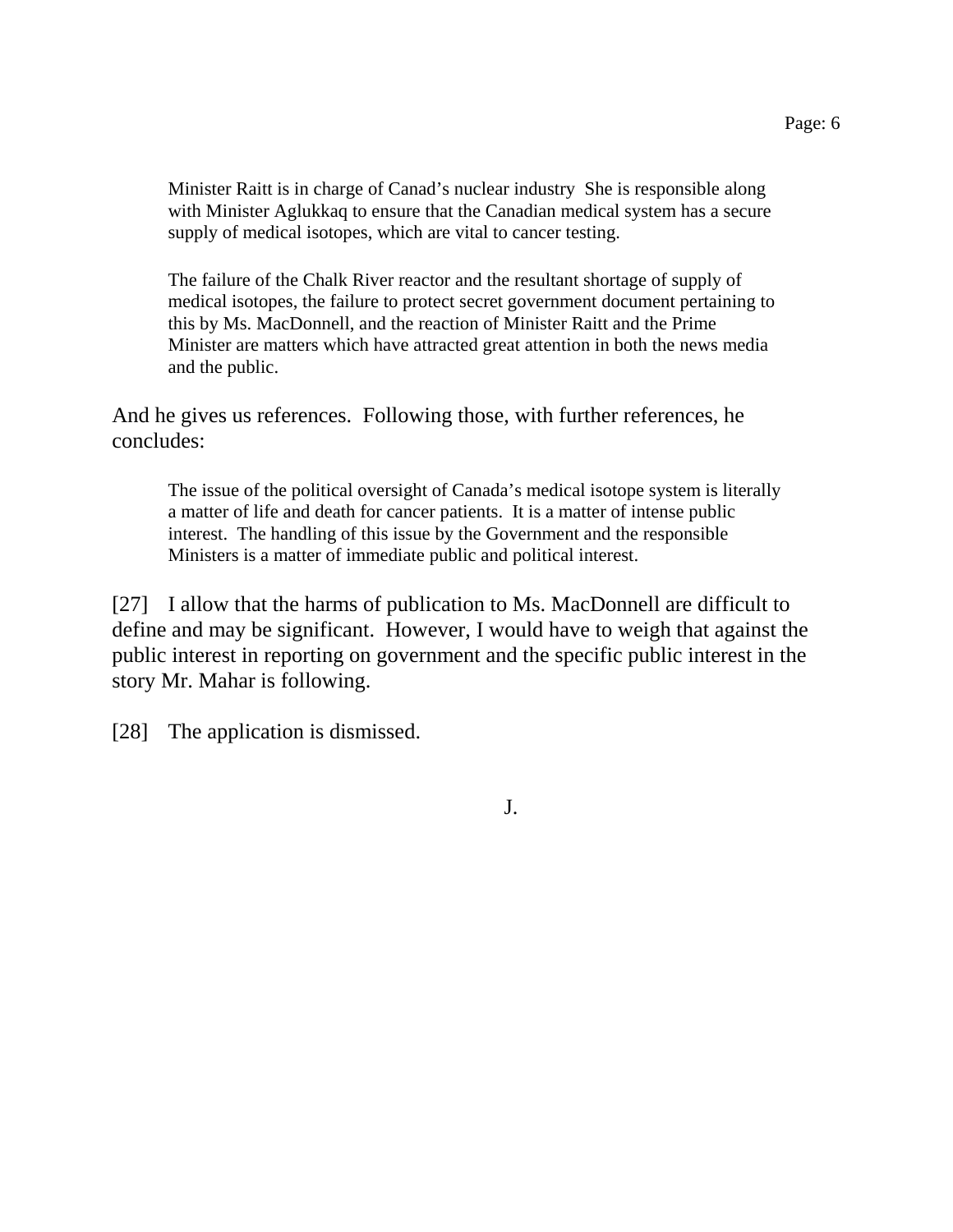> Minister Raitt is in charge of Canad's nuclear industry  She is responsible along with Minister Aglukkaq to ensure that the Canadian medical system has a secure supply of medical isotopes, which are vital to cancer testing.
>
> The failure of the Chalk River reactor and the resultant shortage of supply of medical isotopes, the failure to protect secret government document pertaining to this by Ms. MacDonnell, and the reaction of Minister Raitt and the Prime Minister are matters which have attracted great attention in both the news media and the public.

And he gives us references.  Following those, with further references, he concludes:

> The issue of the political oversight of Canada's medical isotope system is literally a matter of life and death for cancer patients.  It is a matter of intense public interest.  The handling of this issue by the Government and the responsible Ministers is a matter of immediate public and political interest.

[27]  I allow that the harms of publication to Ms. MacDonnell are difficult to define and may be significant.  However, I would have to weigh that against the public interest in reporting on government and the specific public interest in the story Mr. Mahar is following.

[28]  The application is dismissed.

J.